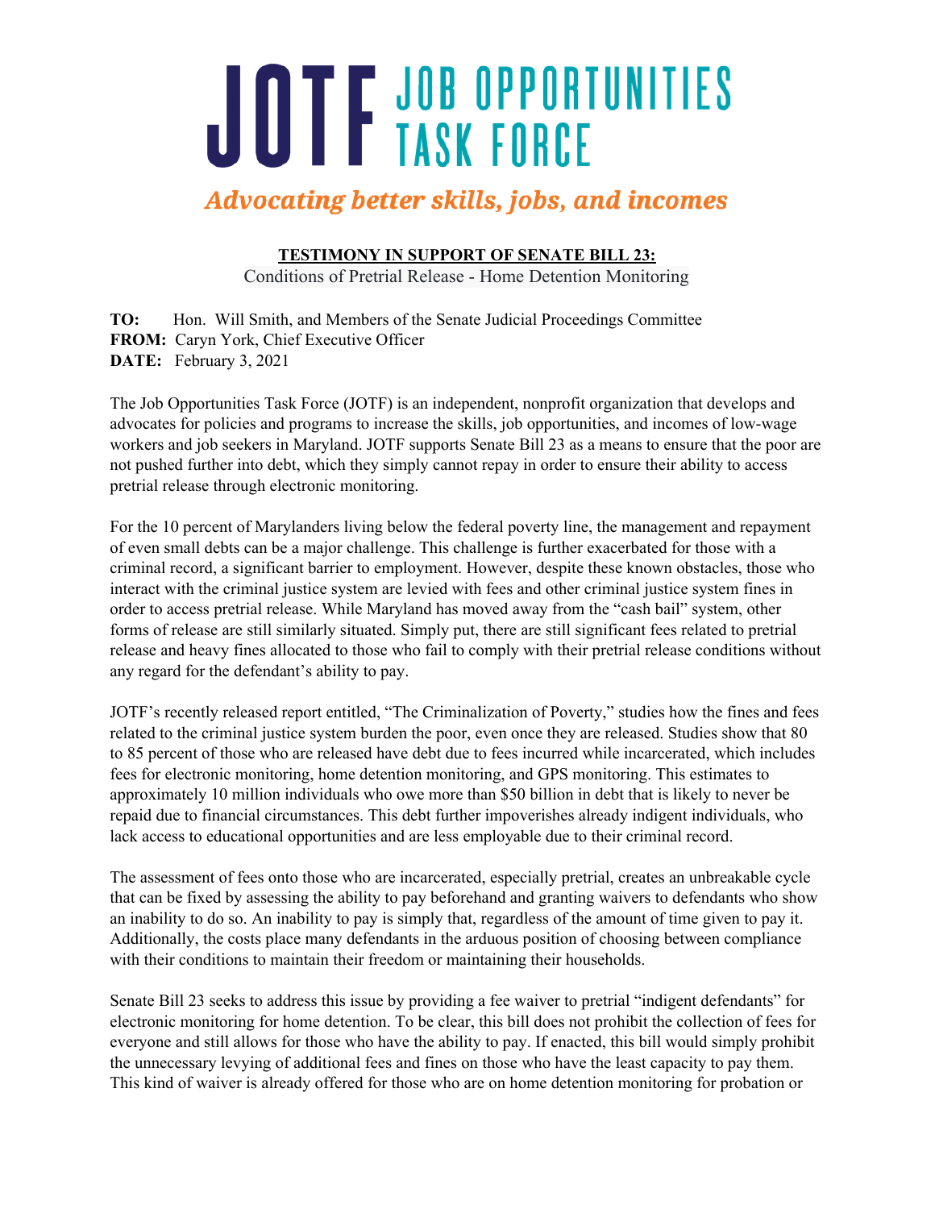# JOTF JOB OPPORTUNITIES TASK FORCE

*Advocating better skills, jobs, and incomes*

**TESTIMONY IN SUPPORT OF SENATE BILL 23:**

Conditions of Pretrial Release - Home Detention Monitoring

**TO:** Hon. Will Smith, and Members of the Senate Judicial Proceedings Committee
**FROM:** Caryn York, Chief Executive Officer
**DATE:** February 3, 2021

The Job Opportunities Task Force (JOTF) is an independent, nonprofit organization that develops and advocates for policies and programs to increase the skills, job opportunities, and incomes of low-wage workers and job seekers in Maryland. JOTF supports Senate Bill 23 as a means to ensure that the poor are not pushed further into debt, which they simply cannot repay in order to ensure their ability to access pretrial release through electronic monitoring.

For the 10 percent of Marylanders living below the federal poverty line, the management and repayment of even small debts can be a major challenge. This challenge is further exacerbated for those with a criminal record, a significant barrier to employment. However, despite these known obstacles, those who interact with the criminal justice system are levied with fees and other criminal justice system fines in order to access pretrial release. While Maryland has moved away from the "cash bail" system, other forms of release are still similarly situated. Simply put, there are still significant fees related to pretrial release and heavy fines allocated to those who fail to comply with their pretrial release conditions without any regard for the defendant's ability to pay.

JOTF's recently released report entitled, "The Criminalization of Poverty," studies how the fines and fees related to the criminal justice system burden the poor, even once they are released. Studies show that 80 to 85 percent of those who are released have debt due to fees incurred while incarcerated, which includes fees for electronic monitoring, home detention monitoring, and GPS monitoring. This estimates to approximately 10 million individuals who owe more than $50 billion in debt that is likely to never be repaid due to financial circumstances. This debt further impoverishes already indigent individuals, who lack access to educational opportunities and are less employable due to their criminal record.

The assessment of fees onto those who are incarcerated, especially pretrial, creates an unbreakable cycle that can be fixed by assessing the ability to pay beforehand and granting waivers to defendants who show an inability to do so. An inability to pay is simply that, regardless of the amount of time given to pay it. Additionally, the costs place many defendants in the arduous position of choosing between compliance with their conditions to maintain their freedom or maintaining their households.

Senate Bill 23 seeks to address this issue by providing a fee waiver to pretrial "indigent defendants" for electronic monitoring for home detention. To be clear, this bill does not prohibit the collection of fees for everyone and still allows for those who have the ability to pay. If enacted, this bill would simply prohibit the unnecessary levying of additional fees and fines on those who have the least capacity to pay them. This kind of waiver is already offered for those who are on home detention monitoring for probation or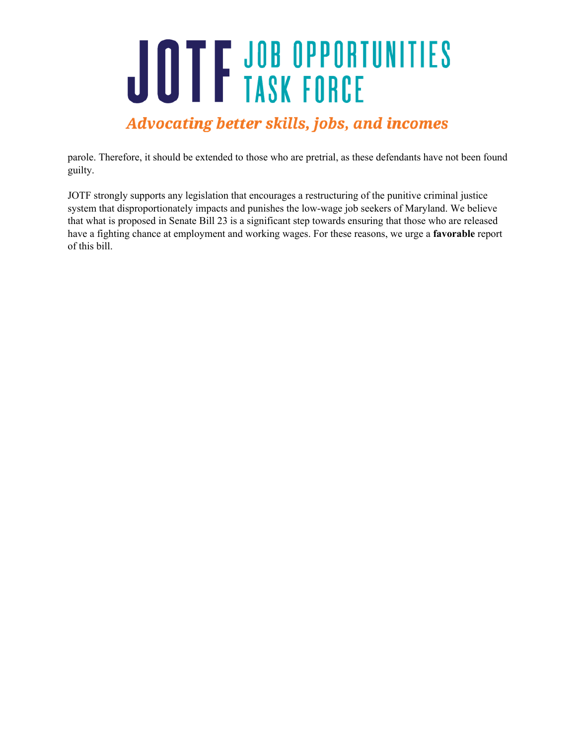parole. Therefore, it should be extended to those who are pretrial, as these defendants have not been found guilty.

JOTF strongly supports any legislation that encourages a restructuring of the punitive criminal justice system that disproportionately impacts and punishes the low-wage job seekers of Maryland. We believe that what is proposed in Senate Bill 23 is a significant step towards ensuring that those who are released have a fighting chance at employment and working wages. For these reasons, we urge a **favorable** report of this bill.